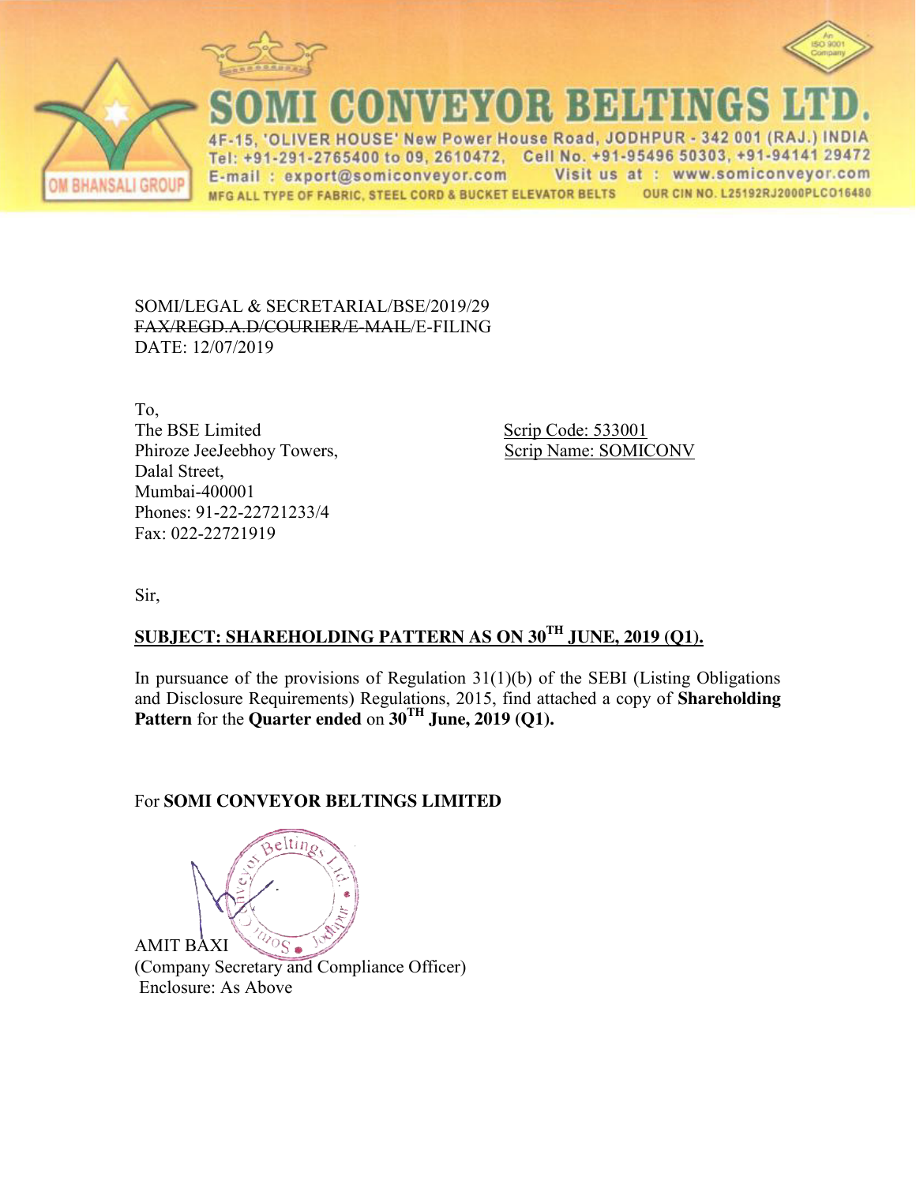# SOMI CONVEYOR BELTINGS LTD.

4F-15, 'OLIVER HOUSE' New Power House Road, JODHPUR - 342 001 (RAJ.) INDIA
Tel: +91-291-2765400 to 09, 2610472, Cell No. +91-95496 50303, +91-94141 29472
E-mail : export@somiconveyor.com Visit us at : www.somiconveyor.com
MFG ALL TYPE OF FABRIC, STEEL CORD & BUCKET ELEVATOR BELTS OUR CIN NO. L25192RJ2000PLCO16480

OM BHANSALI GROUP

SOMI/LEGAL & SECRETARIAL/BSE/2019/29
~~FAX/REGD.A.D/COURIER/E-MAIL~~/E-FILING
DATE: 12/07/2019

To,
The BSE Limited
Phiroze JeeJeebhoy Towers,
Dalal Street,
Mumbai-400001
Phones: 91-22-22721233/4
Fax: 022-22721919

Scrip Code: 533001
Scrip Name: SOMICONV

Sir,

**SUBJECT: SHAREHOLDING PATTERN AS ON 30TH JUNE, 2019 (Q1).**

In pursuance of the provisions of Regulation 31(1)(b) of the SEBI (Listing Obligations and Disclosure Requirements) Regulations, 2015, find attached a copy of **Shareholding Pattern** for the **Quarter ended** on **30TH June, 2019 (Q1).**

For **SOMI CONVEYOR BELTINGS LIMITED**

AMIT BAXI
(Company Secretary and Compliance Officer)
Enclosure: As Above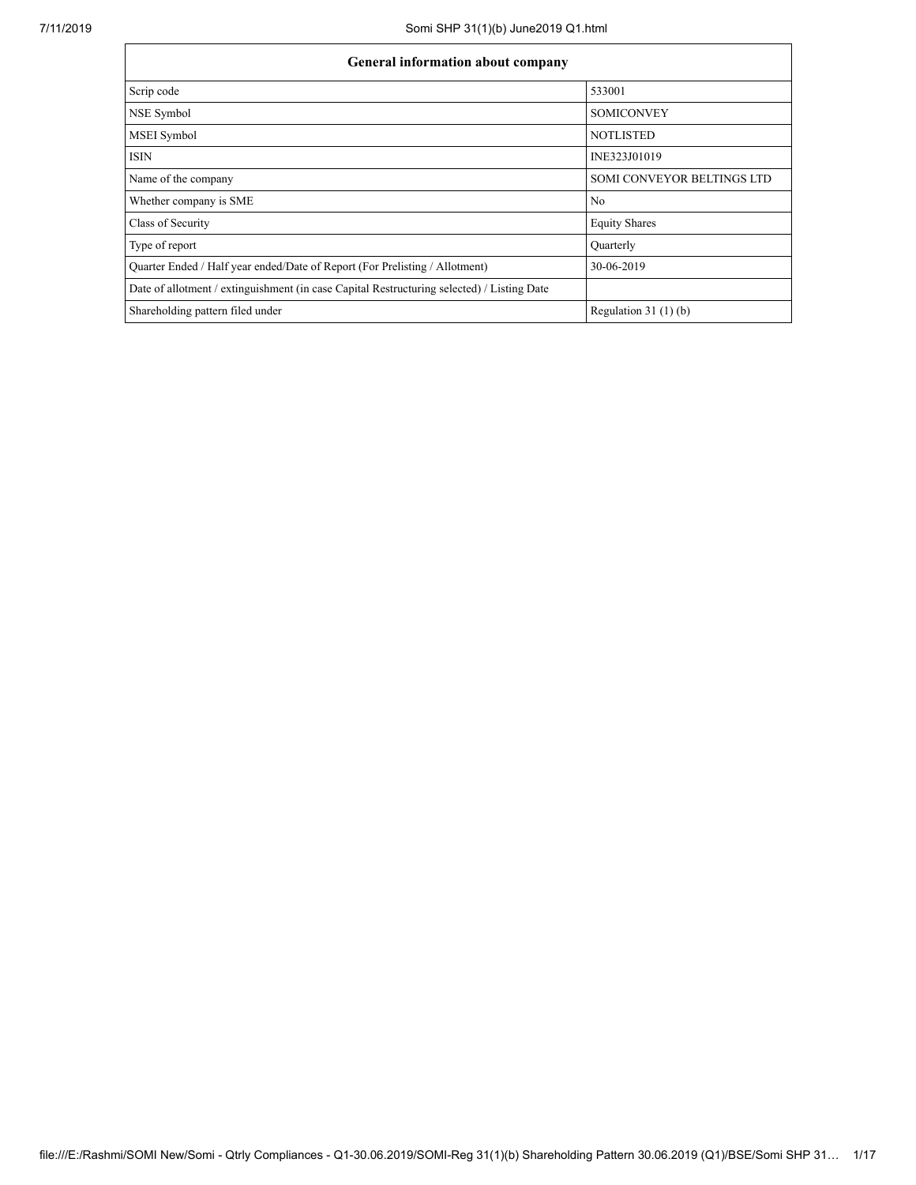| General information about company | |
|---|---|
| Scrip code | 533001 |
| NSE Symbol | SOMICONVEY |
| MSEI Symbol | NOTLISTED |
| ISIN | INE323J01019 |
| Name of the company | SOMI CONVEYOR BELTINGS LTD |
| Whether company is SME | No |
| Class of Security | Equity Shares |
| Type of report | Quarterly |
| Quarter Ended / Half year ended/Date of Report (For Prelisting / Allotment) | 30-06-2019 |
| Date of allotment / extinguishment (in case Capital Restructuring selected) / Listing Date | |
| Shareholding pattern filed under | Regulation 31 (1) (b) |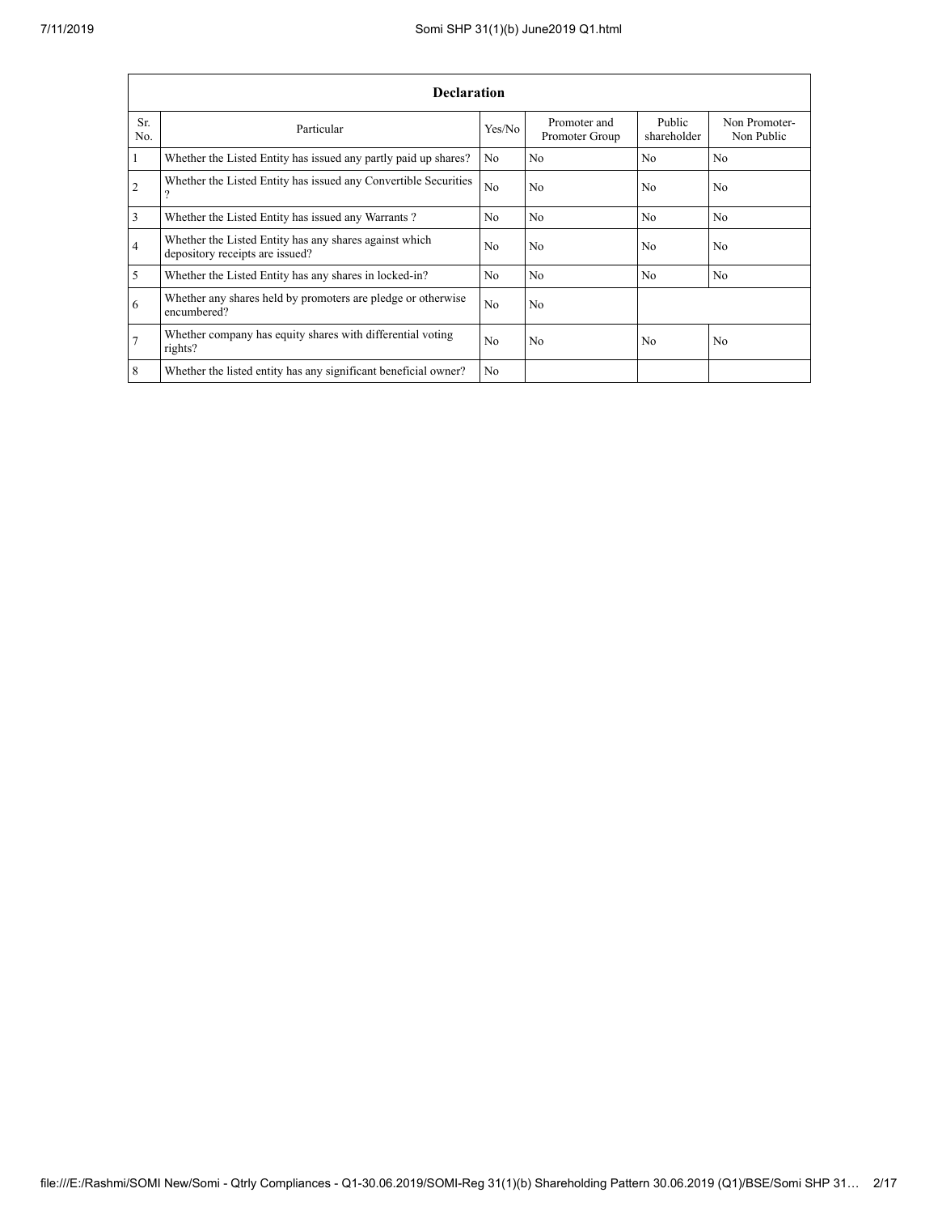| Declaration | | | | | |
|---|---|---|---|---|---|
| Sr. No. | Particular | Yes/No | Promoter and Promoter Group | Public shareholder | Non Promoter- Non Public |
| 1 | Whether the Listed Entity has issued any partly paid up shares? | No | No | No | No |
| 2 | Whether the Listed Entity has issued any Convertible Securities ? | No | No | No | No |
| 3 | Whether the Listed Entity has issued any Warrants ? | No | No | No | No |
| 4 | Whether the Listed Entity has any shares against which depository receipts are issued? | No | No | No | No |
| 5 | Whether the Listed Entity has any shares in locked-in? | No | No | No | No |
| 6 | Whether any shares held by promoters are pledge or otherwise encumbered? | No | No | | |
| 7 | Whether company has equity shares with differential voting rights? | No | No | No | No |
| 8 | Whether the listed entity has any significant beneficial owner? | No | | | |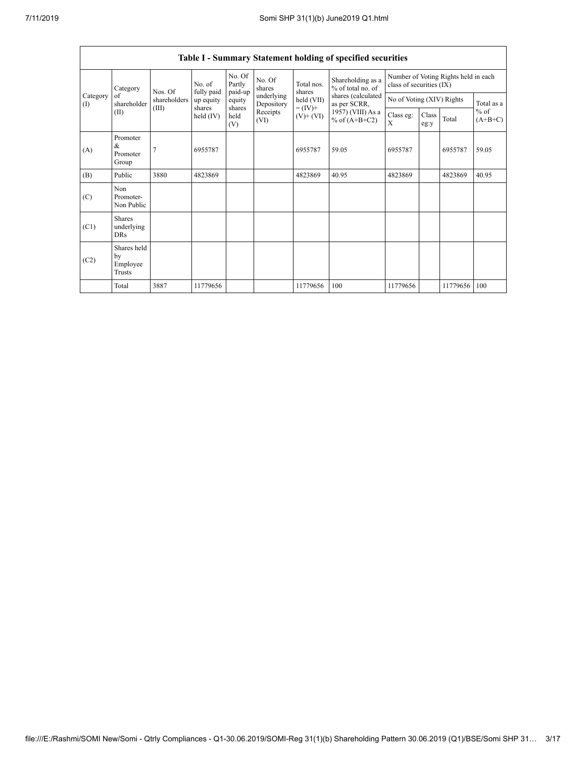## Table I - Summary Statement holding of specified securities

| Category (I) | Category of shareholder (II) | Nos. Of shareholders (III) | No. of fully paid up equity shares held (IV) | No. Of Partly paid-up equity shares held (V) | No. Of shares underlying Depository Receipts (VI) | Total nos. shares held (VII) = (IV)+ (V)+ (VI) | Shareholding as a % of total no. of shares (calculated as per SCRR, 1957) (VIII) As a % of (A+B+C2) | Number of Voting Rights held in each class of securities (IX) | | | |
|---|---|---|---|---|---|---|---|---|---|---|---|
| | | | | | | | | No of Voting (XIV) Rights | | | Total as a % of (A+B+C) |
| | | | | | | | | Class eg: X | Class eg:y | Total | |
| (A) | Promoter & Promoter Group | 7 | 6955787 | | | 6955787 | 59.05 | 6955787 | | 6955787 | 59.05 |
| (B) | Public | 3880 | 4823869 | | | 4823869 | 40.95 | 4823869 | | 4823869 | 40.95 |
| (C) | Non Promoter- Non Public | | | | | | | | | | |
| (C1) | Shares underlying DRs | | | | | | | | | | |
| (C2) | Shares held by Employee Trusts | | | | | | | | | | |
| | Total | 3887 | 11779656 | | | 11779656 | 100 | 11779656 | | 11779656 | 100 |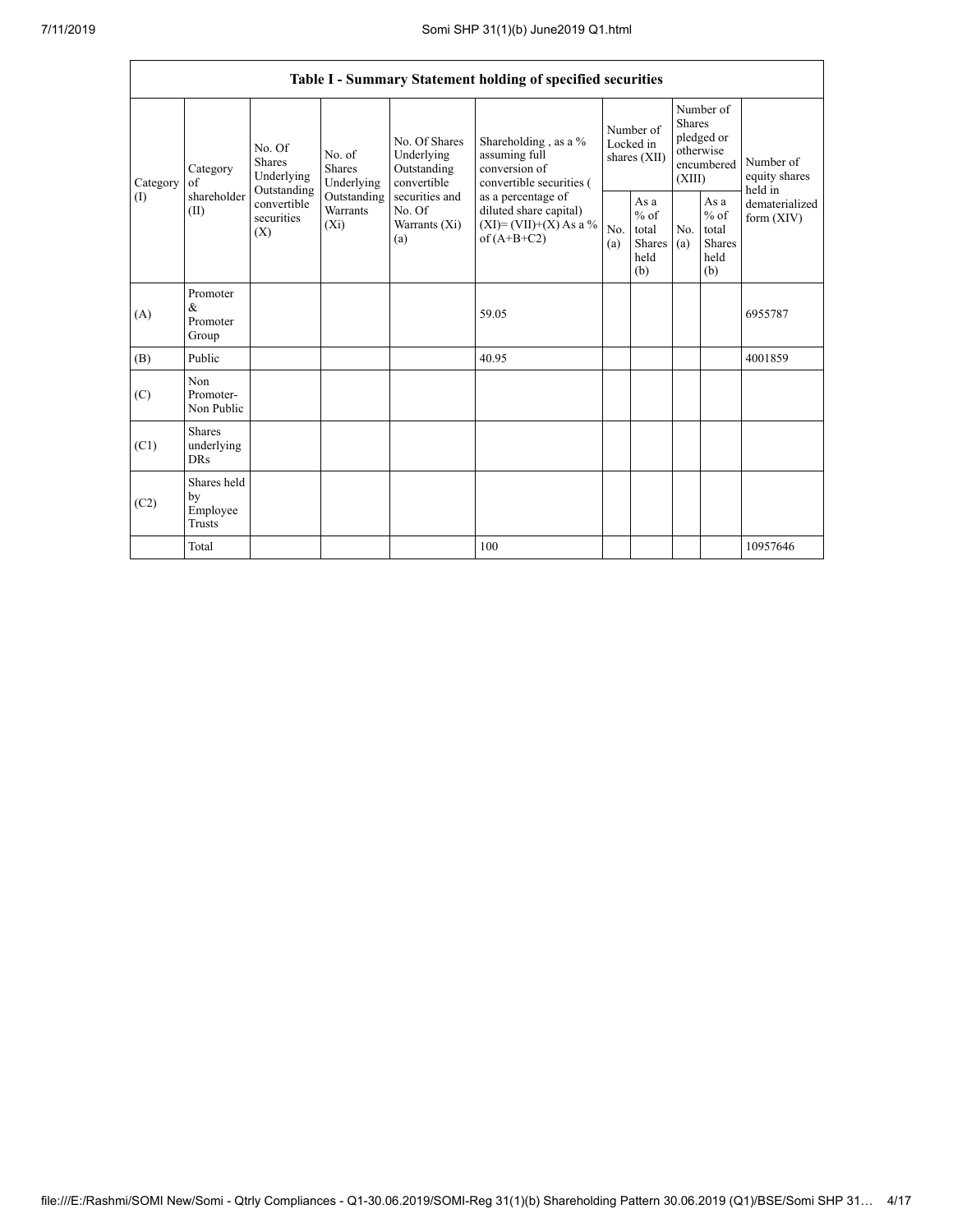| Table I - Summary Statement holding of specified securities | | | | | | | | | | | |
|---|---|---|---|---|---|---|---|---|---|---|---|
| Category (I) | Category of shareholder (II) | No. Of Shares Underlying Outstanding convertible securities (X) | No. of Shares Underlying Outstanding Warrants (Xi) | No. Of Shares Underlying Outstanding convertible securities and No. Of Warrants (Xi) (a) | Shareholding , as a % assuming full conversion of convertible securities ( as a percentage of diluted share capital) (XI)= (VII)+(X) As a % of (A+B+C2) | Number of Locked in shares (XII) | | Number of Shares pledged or otherwise encumbered (XIII) | | Number of equity shares held in dematerialized form (XIV) |
| | | | | | | No. (a) | As a % of total Shares held (b) | No. (a) | As a % of total Shares held (b) | |
| (A) | Promoter & Promoter Group | | | | 59.05 | | | | | 6955787 |
| (B) | Public | | | | 40.95 | | | | | 4001859 |
| (C) | Non Promoter- Non Public | | | | | | | | | |
| (C1) | Shares underlying DRs | | | | | | | | | |
| (C2) | Shares held by Employee Trusts | | | | | | | | | |
| | Total | | | | 100 | | | | | 10957646 |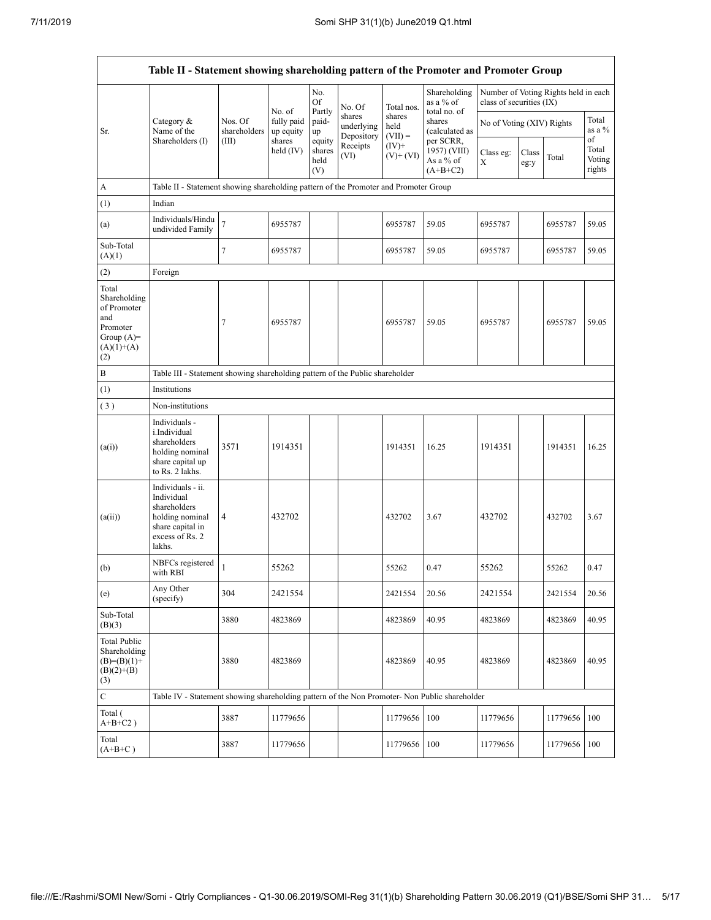| Table II - Statement showing shareholding pattern of the Promoter and Promoter Group | | | | | | | | | | | |
|---|---|---|---|---|---|---|---|---|---|---|---|
| Sr. | Category & Name of the Shareholders (I) | Nos. Of shareholders (III) | No. of fully paid up equity shares held (IV) | No. Of Partly paid-up equity shares held (V) | No. Of shares underlying Depository Receipts (VI) | Total nos. shares held (VII) = (IV)+ (V)+ (VI) | Shareholding as a % of total no. of shares (calculated as per SCRR, 1957) (VIII) As a % of (A+B+C2) | Number of Voting Rights held in each class of securities (IX) | | | |
| | | | | | | | | No of Voting (XIV) Rights | | | Total as a % of Total Voting rights |
| | | | | | | | | Class eg: X | Class eg:y | Total | |
| A | Table II - Statement showing shareholding pattern of the Promoter and Promoter Group | | | | | | | | | | |
| (1) | Indian | | | | | | | | | | |
| (a) | Individuals/Hindu undivided Family | 7 | 6955787 | | | 6955787 | 59.05 | 6955787 | | 6955787 | 59.05 |
| Sub-Total (A)(1) | | 7 | 6955787 | | | 6955787 | 59.05 | 6955787 | | 6955787 | 59.05 |
| (2) | Foreign | | | | | | | | | | |
| Total Shareholding of Promoter and Promoter Group (A)=(A)(1)+(A)(2) | | 7 | 6955787 | | | 6955787 | 59.05 | 6955787 | | 6955787 | 59.05 |
| B | Table III - Statement showing shareholding pattern of the Public shareholder | | | | | | | | | | |
| (1) | Institutions | | | | | | | | | | |
| (3) | Non-institutions | | | | | | | | | | |
| (a(i)) | Individuals - i.Individual shareholders holding nominal share capital up to Rs. 2 lakhs. | 3571 | 1914351 | | | 1914351 | 16.25 | 1914351 | | 1914351 | 16.25 |
| (a(ii)) | Individuals - ii. Individual shareholders holding nominal share capital in excess of Rs. 2 lakhs. | 4 | 432702 | | | 432702 | 3.67 | 432702 | | 432702 | 3.67 |
| (b) | NBFCs registered with RBI | 1 | 55262 | | | 55262 | 0.47 | 55262 | | 55262 | 0.47 |
| (e) | Any Other (specify) | 304 | 2421554 | | | 2421554 | 20.56 | 2421554 | | 2421554 | 20.56 |
| Sub-Total (B)(3) | | 3880 | 4823869 | | | 4823869 | 40.95 | 4823869 | | 4823869 | 40.95 |
| Total Public Shareholding (B)=(B)(1)+(B)(2)+(B)(3) | | 3880 | 4823869 | | | 4823869 | 40.95 | 4823869 | | 4823869 | 40.95 |
| C | Table IV - Statement showing shareholding pattern of the Non Promoter- Non Public shareholder | | | | | | | | | | |
| Total ( A+B+C2 ) | | 3887 | 11779656 | | | 11779656 | 100 | 11779656 | | 11779656 | 100 |
| Total (A+B+C ) | | 3887 | 11779656 | | | 11779656 | 100 | 11779656 | | 11779656 | 100 |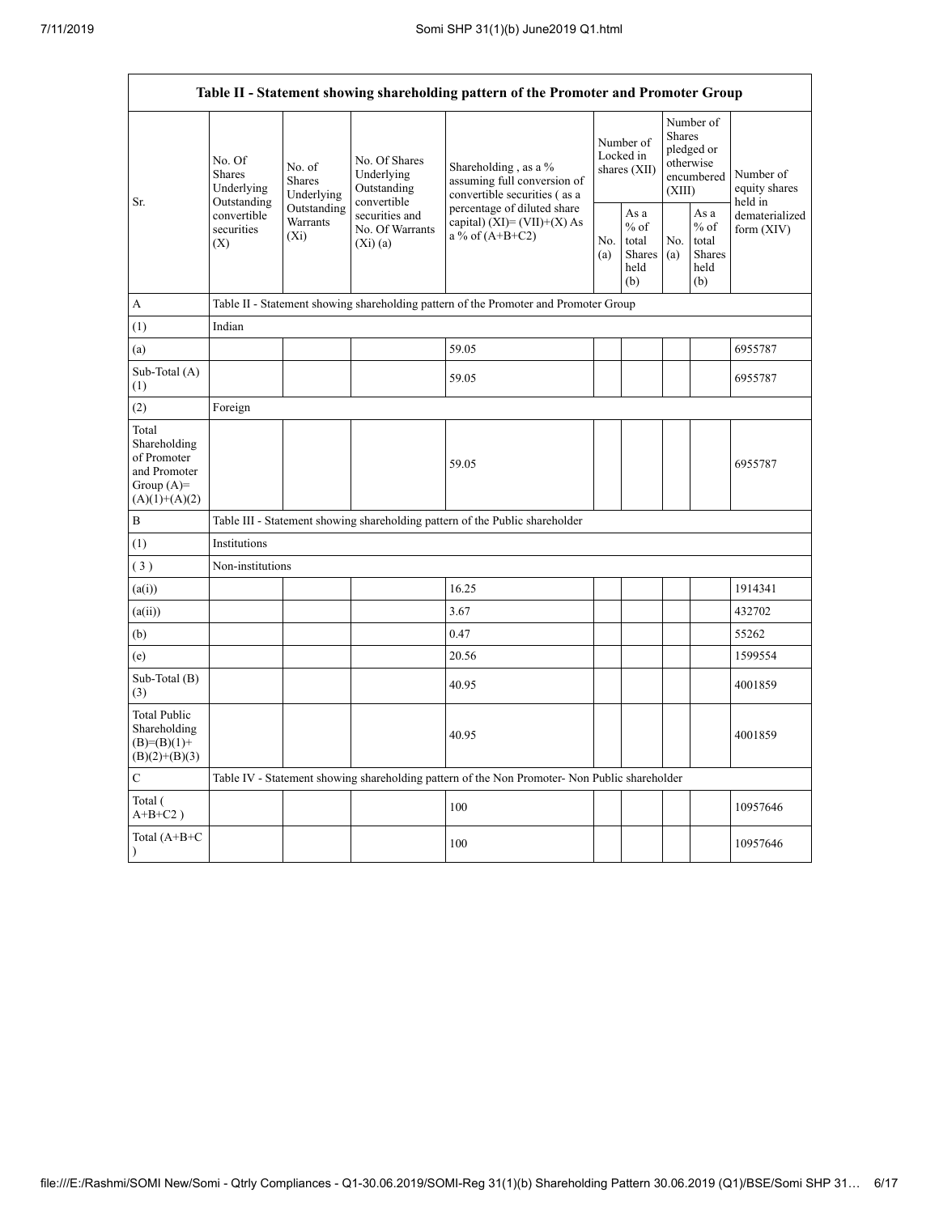| Table II - Statement showing shareholding pattern of the Promoter and Promoter Group | | | | | | | | | |
|---|---|---|---|---|---|---|---|---|---|
| Sr. | No. Of Shares Underlying Outstanding convertible securities (X) | No. of Shares Underlying Outstanding Warrants (Xi) | No. Of Shares Underlying Outstanding convertible securities and No. Of Warrants (Xi) (a) | Shareholding , as a % assuming full conversion of convertible securities ( as a percentage of diluted share capital) (XI)= (VII)+(X) As a % of (A+B+C2) | Number of Locked in shares (XII) | | Number of Shares pledged or otherwise encumbered (XIII) | | Number of equity shares held in dematerialized form (XIV) |
| | | | | | No. (a) | As a % of total Shares held (b) | No. (a) | As a % of total Shares held (b) | |
| A | Table II - Statement showing shareholding pattern of the Promoter and Promoter Group | | | | | | | | |
| (1) | Indian | | | | | | | | |
| (a) | | | | 59.05 | | | | | 6955787 |
| Sub-Total (A) (1) | | | | 59.05 | | | | | 6955787 |
| (2) | Foreign | | | | | | | | |
| Total Shareholding of Promoter and Promoter Group (A)= (A)(1)+(A)(2) | | | | 59.05 | | | | | 6955787 |
| B | Table III - Statement showing shareholding pattern of the Public shareholder | | | | | | | | |
| (1) | Institutions | | | | | | | | |
| ( 3 ) | Non-institutions | | | | | | | | |
| (a(i)) | | | | 16.25 | | | | | 1914341 |
| (a(ii)) | | | | 3.67 | | | | | 432702 |
| (b) | | | | 0.47 | | | | | 55262 |
| (e) | | | | 20.56 | | | | | 1599554 |
| Sub-Total (B) (3) | | | | 40.95 | | | | | 4001859 |
| Total Public Shareholding (B)=(B)(1)+(B)(2)+(B)(3) | | | | 40.95 | | | | | 4001859 |
| C | Table IV - Statement showing shareholding pattern of the Non Promoter- Non Public shareholder | | | | | | | | |
| Total ( A+B+C2 ) | | | | 100 | | | | | 10957646 |
| Total (A+B+C ) | | | | 100 | | | | | 10957646 |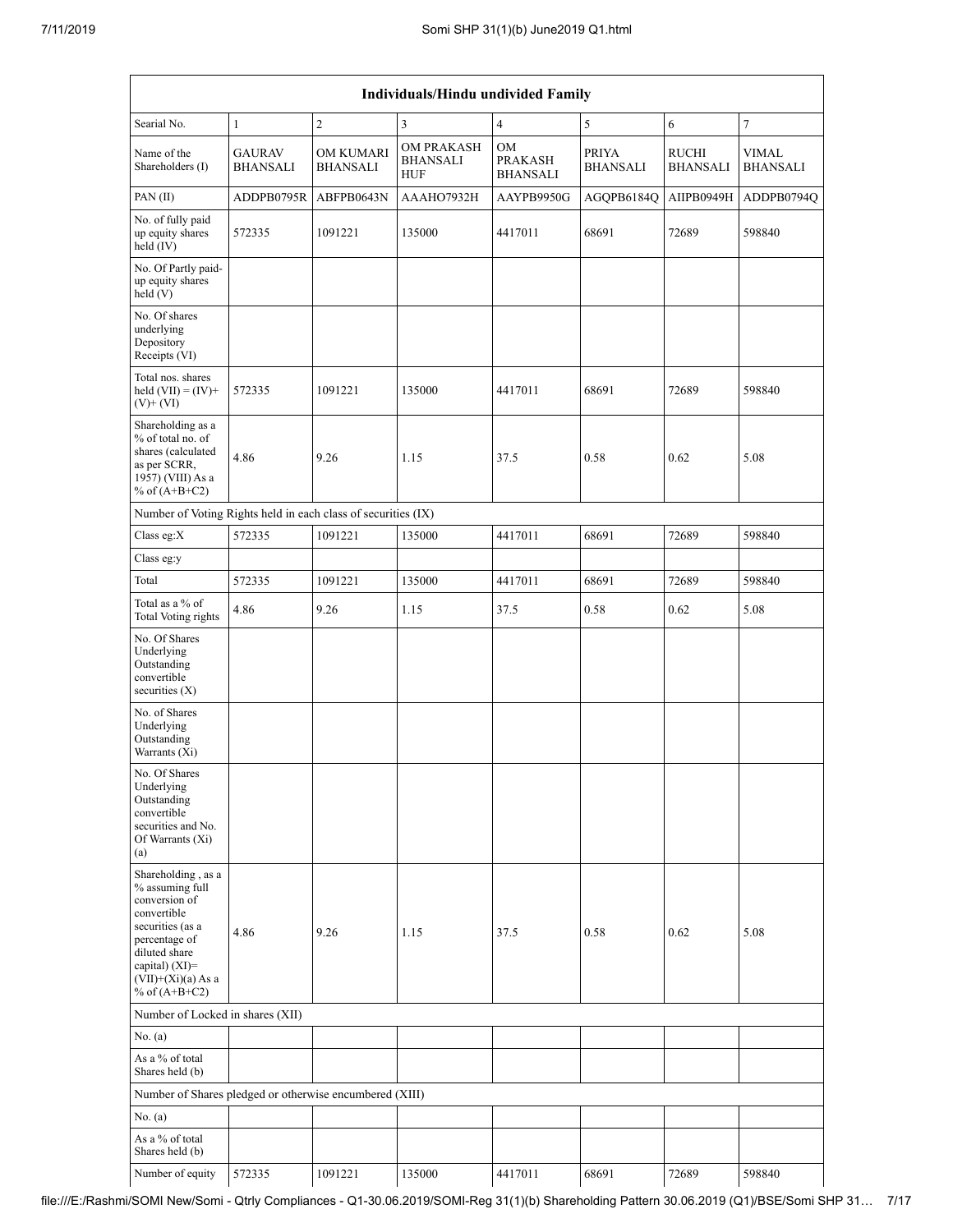| Individuals/Hindu undivided Family | | | | | | | |
|---|---|---|---|---|---|---|---|
| Searial No. | 1 | 2 | 3 | 4 | 5 | 6 | 7 |
| Name of the Shareholders (I) | GAURAV BHANSALI | OM KUMARI BHANSALI | OM PRAKASH BHANSALI HUF | OM PRAKASH BHANSALI | PRIYA BHANSALI | RUCHI BHANSALI | VIMAL BHANSALI |
| PAN (II) | ADDPB0795R | ABFPB0643N | AAAHO7932H | AAYPB9950G | AGQPB6184Q | AIIPB0949H | ADDPB0794Q |
| No. of fully paid up equity shares held (IV) | 572335 | 1091221 | 135000 | 4417011 | 68691 | 72689 | 598840 |
| No. Of Partly paid-up equity shares held (V) | | | | | | | |
| No. Of shares underlying Depository Receipts (VI) | | | | | | | |
| Total nos. shares held (VII) = (IV)+ (V)+ (VI) | 572335 | 1091221 | 135000 | 4417011 | 68691 | 72689 | 598840 |
| Shareholding as a % of total no. of shares (calculated as per SCRR, 1957) (VIII) As a % of (A+B+C2) | 4.86 | 9.26 | 1.15 | 37.5 | 0.58 | 0.62 | 5.08 |
| Number of Voting Rights held in each class of securities (IX) | | | | | | | |
| Class eg:X | 572335 | 1091221 | 135000 | 4417011 | 68691 | 72689 | 598840 |
| Class eg:y | | | | | | | |
| Total | 572335 | 1091221 | 135000 | 4417011 | 68691 | 72689 | 598840 |
| Total as a % of Total Voting rights | 4.86 | 9.26 | 1.15 | 37.5 | 0.58 | 0.62 | 5.08 |
| No. Of Shares Underlying Outstanding convertible securities (X) | | | | | | | |
| No. of Shares Underlying Outstanding Warrants (Xi) | | | | | | | |
| No. Of Shares Underlying Outstanding convertible securities and No. Of Warrants (Xi) (a) | | | | | | | |
| Shareholding , as a % assuming full conversion of convertible securities (as a percentage of diluted share capital) (XI)= (VII)+(Xi)(a) As a % of (A+B+C2) | 4.86 | 9.26 | 1.15 | 37.5 | 0.58 | 0.62 | 5.08 |
| Number of Locked in shares (XII) | | | | | | | |
| No. (a) | | | | | | | |
| As a % of total Shares held (b) | | | | | | | |
| Number of Shares pledged or otherwise encumbered (XIII) | | | | | | | |
| No. (a) | | | | | | | |
| As a % of total Shares held (b) | | | | | | | |
| Number of equity | 572335 | 1091221 | 135000 | 4417011 | 68691 | 72689 | 598840 |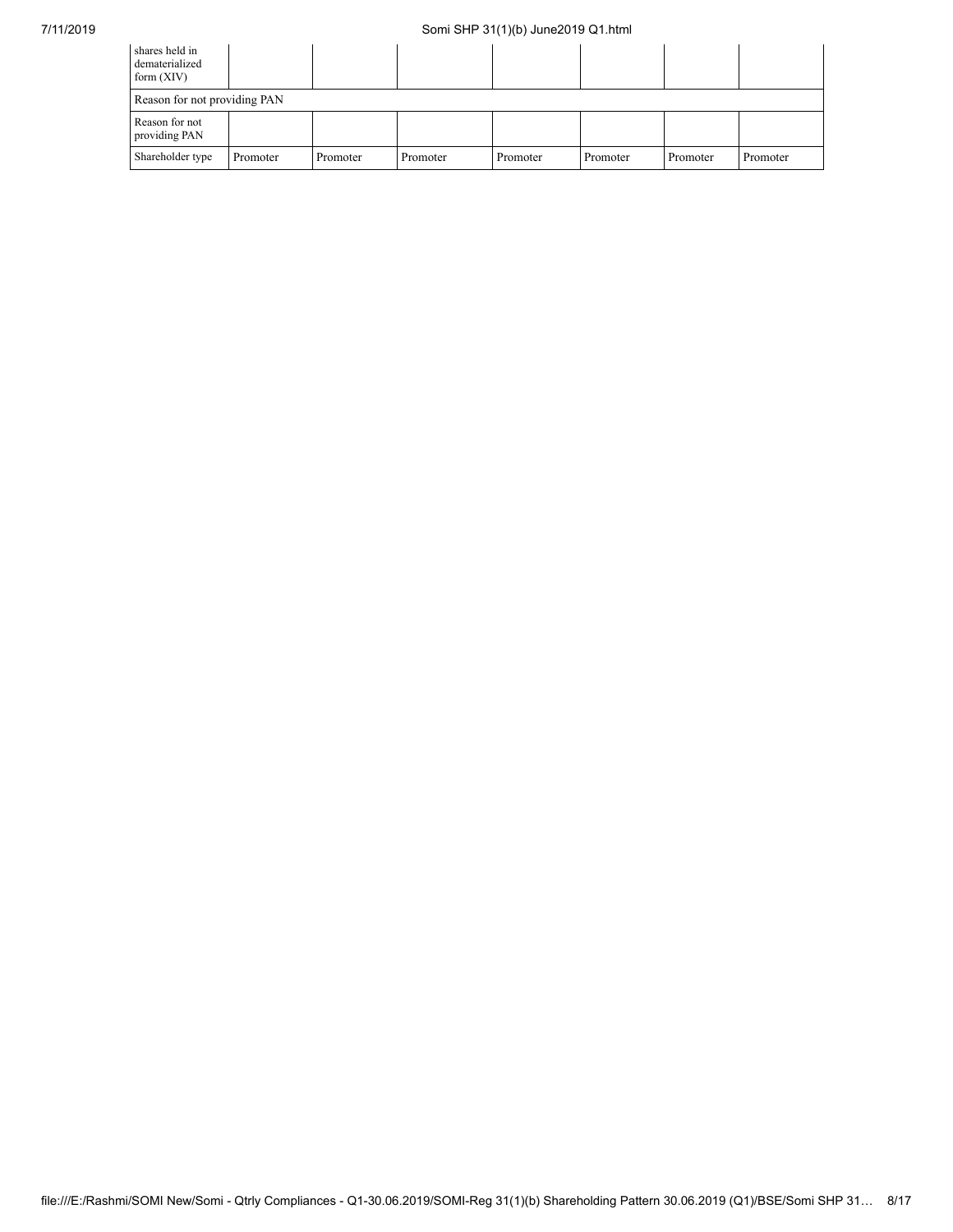| | | | | | | | |
|---|---|---|---|---|---|---|---|
| shares held in dematerialized form (XIV) | | | | | | | |
| Reason for not providing PAN | | | | | | | |
| Reason for not providing PAN | | | | | | | |
| Shareholder type | Promoter | Promoter | Promoter | Promoter | Promoter | Promoter | Promoter |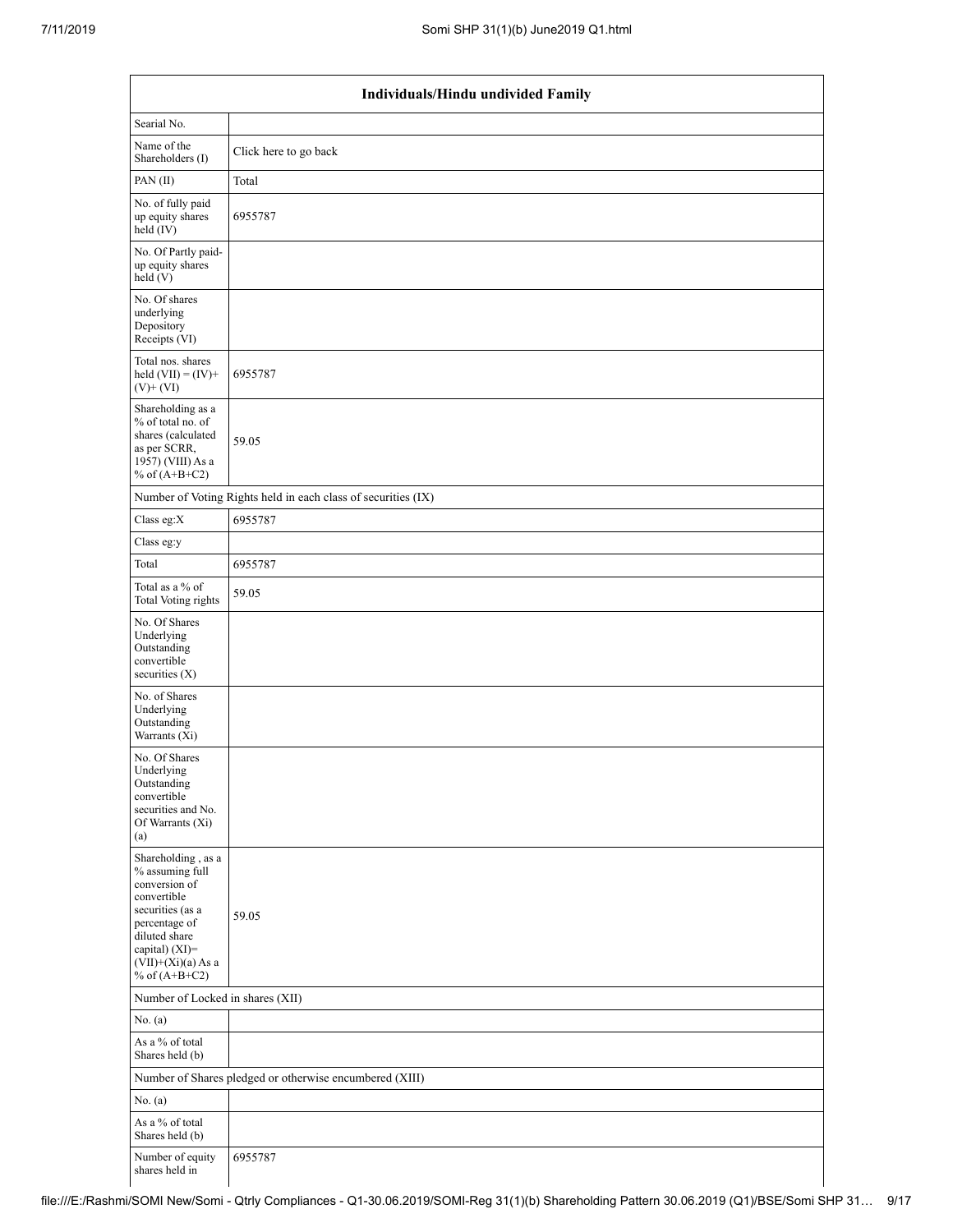| Individuals/Hindu undivided Family | |
|---|---|
| Searial No. | |
| Name of the Shareholders (I) | Click here to go back |
| PAN (II) | Total |
| No. of fully paid up equity shares held (IV) | 6955787 |
| No. Of Partly paid-up equity shares held (V) | |
| No. Of shares underlying Depository Receipts (VI) | |
| Total nos. shares held (VII) = (IV)+ (V)+ (VI) | 6955787 |
| Shareholding as a % of total no. of shares (calculated as per SCRR, 1957) (VIII) As a % of (A+B+C2) | 59.05 |
| Number of Voting Rights held in each class of securities (IX) | |
| Class eg:X | 6955787 |
| Class eg:y | |
| Total | 6955787 |
| Total as a % of Total Voting rights | 59.05 |
| No. Of Shares Underlying Outstanding convertible securities (X) | |
| No. of Shares Underlying Outstanding Warrants (Xi) | |
| No. Of Shares Underlying Outstanding convertible securities and No. Of Warrants (Xi) (a) | |
| Shareholding , as a % assuming full conversion of convertible securities (as a percentage of diluted share capital) (XI)= (VII)+(Xi)(a) As a % of (A+B+C2) | 59.05 |
| Number of Locked in shares (XII) | |
| No. (a) | |
| As a % of total Shares held (b) | |
| Number of Shares pledged or otherwise encumbered (XIII) | |
| No. (a) | |
| As a % of total Shares held (b) | |
| Number of equity shares held in | 6955787 |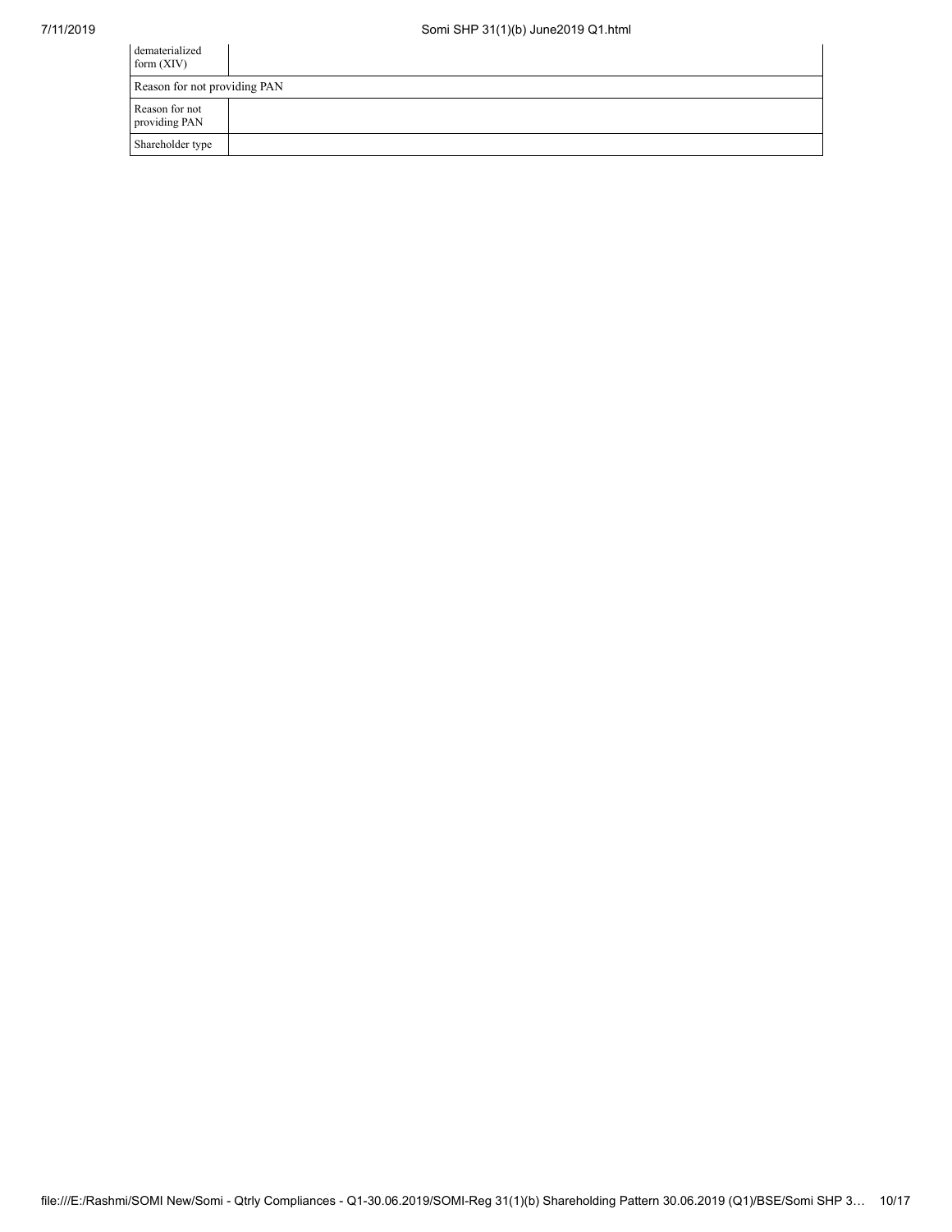| dematerialized form (XIV) | |
|---|---|
| Reason for not providing PAN | |
| Reason for not providing PAN | |
| Shareholder type | |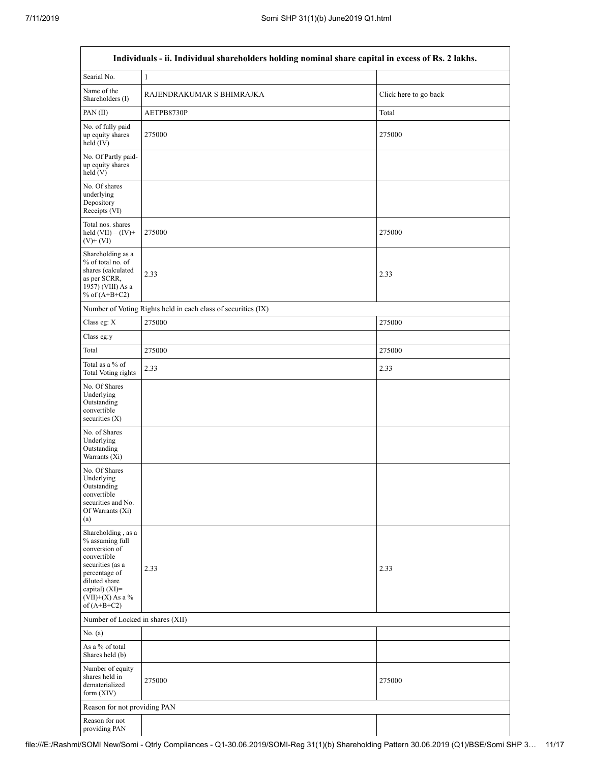| Individuals - ii. Individual shareholders holding nominal share capital in excess of Rs. 2 lakhs. | | |
|---|---|---|
| Searial No. | 1 | |
| Name of the Shareholders (I) | RAJENDRAKUMAR S BHIMRAJKA | Click here to go back |
| PAN (II) | AETPB8730P | Total |
| No. of fully paid up equity shares held (IV) | 275000 | 275000 |
| No. Of Partly paid-up equity shares held (V) | | |
| No. Of shares underlying Depository Receipts (VI) | | |
| Total nos. shares held (VII) = (IV)+ (V)+ (VI) | 275000 | 275000 |
| Shareholding as a % of total no. of shares (calculated as per SCRR, 1957) (VIII) As a % of (A+B+C2) | 2.33 | 2.33 |
| Number of Voting Rights held in each class of securities (IX) | | |
| Class eg: X | 275000 | 275000 |
| Class eg:y | | |
| Total | 275000 | 275000 |
| Total as a % of Total Voting rights | 2.33 | 2.33 |
| No. Of Shares Underlying Outstanding convertible securities (X) | | |
| No. of Shares Underlying Outstanding Warrants (Xi) | | |
| No. Of Shares Underlying Outstanding convertible securities and No. Of Warrants (Xi) (a) | | |
| Shareholding , as a % assuming full conversion of convertible securities (as a percentage of diluted share capital) (XI)= (VII)+(X) As a % of (A+B+C2) | 2.33 | 2.33 |
| Number of Locked in shares (XII) | | |
| No. (a) | | |
| As a % of total Shares held (b) | | |
| Number of equity shares held in dematerialized form (XIV) | 275000 | 275000 |
| Reason for not providing PAN | | |
| Reason for not providing PAN | | |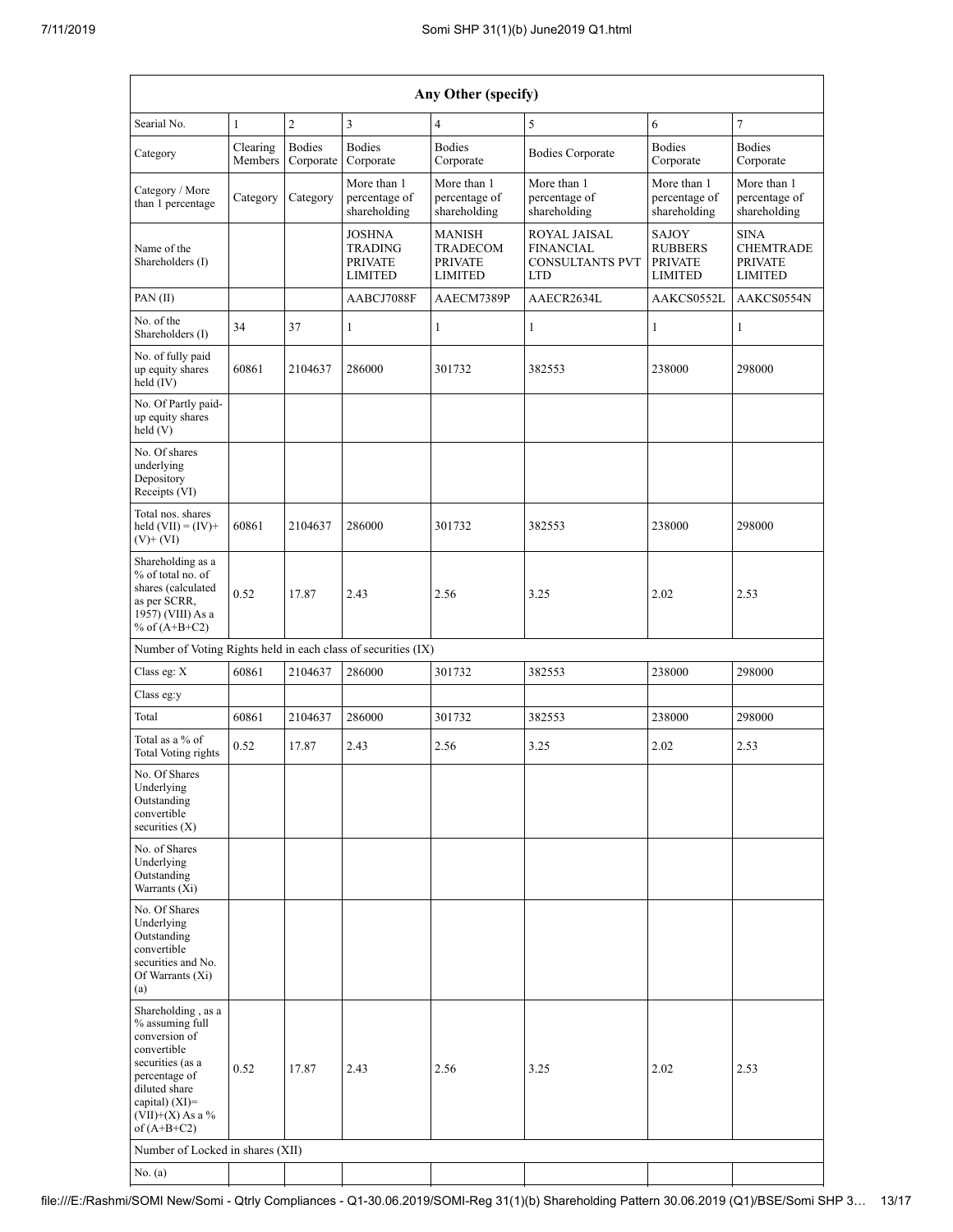| Any Other (specify) | | | | | | | |
|---|---|---|---|---|---|---|---|
| Searial No. | 1 | 2 | 3 | 4 | 5 | 6 | 7 |
| Category | Clearing Members | Bodies Corporate | Bodies Corporate | Bodies Corporate | Bodies Corporate | Bodies Corporate | Bodies Corporate |
| Category / More than 1 percentage | Category | Category | More than 1 percentage of shareholding | More than 1 percentage of shareholding | More than 1 percentage of shareholding | More than 1 percentage of shareholding | More than 1 percentage of shareholding |
| Name of the Shareholders (I) | | | JOSHNA TRADING PRIVATE LIMITED | MANISH TRADECOM PRIVATE LIMITED | ROYAL JAISAL FINANCIAL CONSULTANTS PVT LTD | SAJOY RUBBERS PRIVATE LIMITED | SINA CHEMTRADE PRIVATE LIMITED |
| PAN (II) | | | AABCJ7088F | AAECM7389P | AAECR2634L | AAKCS0552L | AAKCS0554N |
| No. of the Shareholders (I) | 34 | 37 | 1 | 1 | 1 | 1 | 1 |
| No. of fully paid up equity shares held (IV) | 60861 | 2104637 | 286000 | 301732 | 382553 | 238000 | 298000 |
| No. Of Partly paid-up equity shares held (V) | | | | | | | |
| No. Of shares underlying Depository Receipts (VI) | | | | | | | |
| Total nos. shares held (VII) = (IV)+ (V)+ (VI) | 60861 | 2104637 | 286000 | 301732 | 382553 | 238000 | 298000 |
| Shareholding as a % of total no. of shares (calculated as per SCRR, 1957) (VIII) As a % of (A+B+C2) | 0.52 | 17.87 | 2.43 | 2.56 | 3.25 | 2.02 | 2.53 |
| Number of Voting Rights held in each class of securities (IX) | | | | | | | |
| Class eg: X | 60861 | 2104637 | 286000 | 301732 | 382553 | 238000 | 298000 |
| Class eg:y | | | | | | | |
| Total | 60861 | 2104637 | 286000 | 301732 | 382553 | 238000 | 298000 |
| Total as a % of Total Voting rights | 0.52 | 17.87 | 2.43 | 2.56 | 3.25 | 2.02 | 2.53 |
| No. Of Shares Underlying Outstanding convertible securities (X) | | | | | | | |
| No. of Shares Underlying Outstanding Warrants (Xi) | | | | | | | |
| No. Of Shares Underlying Outstanding convertible securities and No. Of Warrants (Xi) (a) | | | | | | | |
| Shareholding , as a % assuming full conversion of convertible securities (as a percentage of diluted share capital) (XI)= (VII)+(X) As a % of (A+B+C2) | 0.52 | 17.87 | 2.43 | 2.56 | 3.25 | 2.02 | 2.53 |
| Number of Locked in shares (XII) | | | | | | | |
| No. (a) | | | | | | | |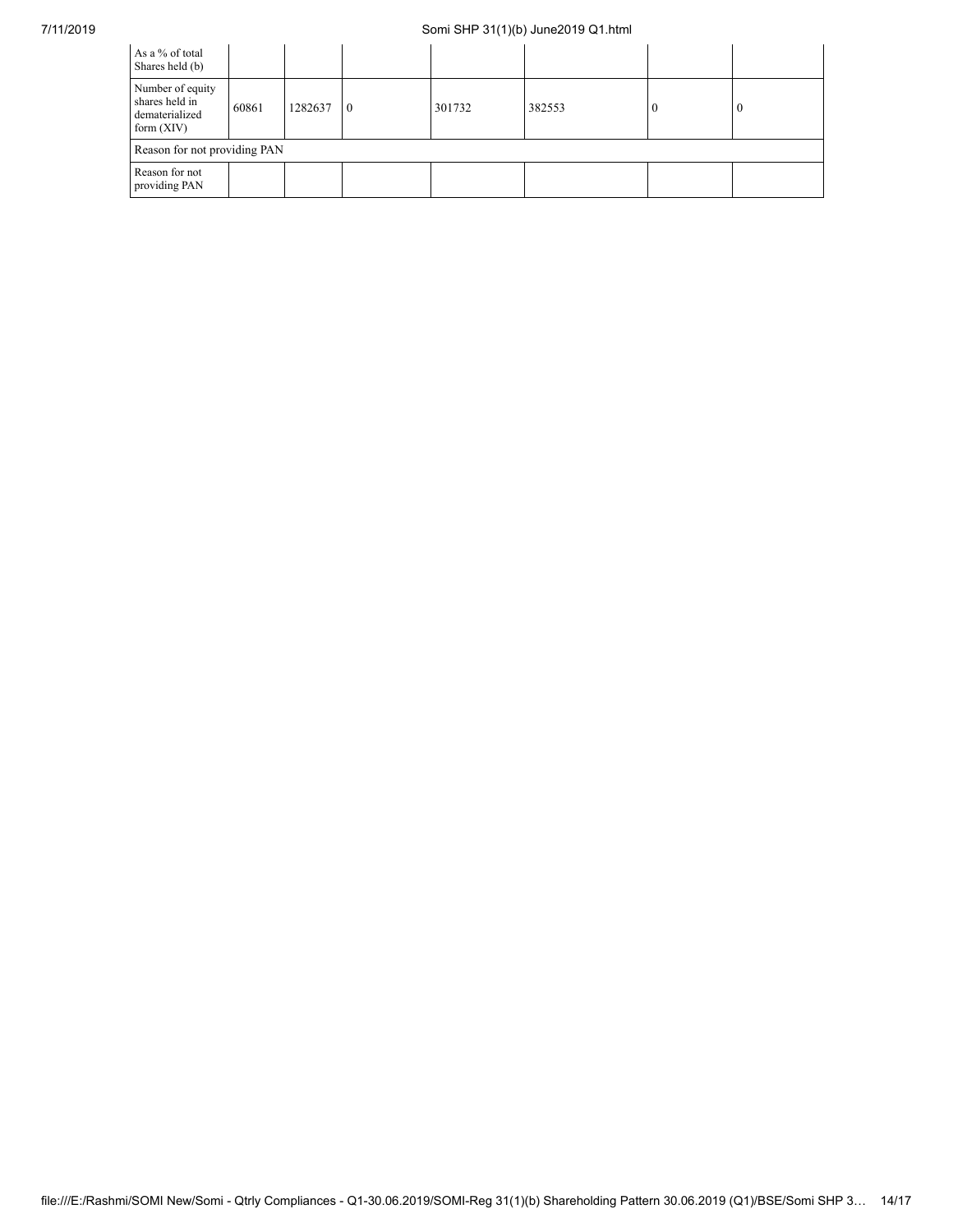| As a % of total Shares held (b) | | | | | | | |
|---|---|---|---|---|---|---|---|
| Number of equity shares held in dematerialized form (XIV) | 60861 | 1282637 | 0 | 301732 | 382553 | 0 | 0 |
| Reason for not providing PAN | | | | | | | |
| Reason for not providing PAN | | | | | | | |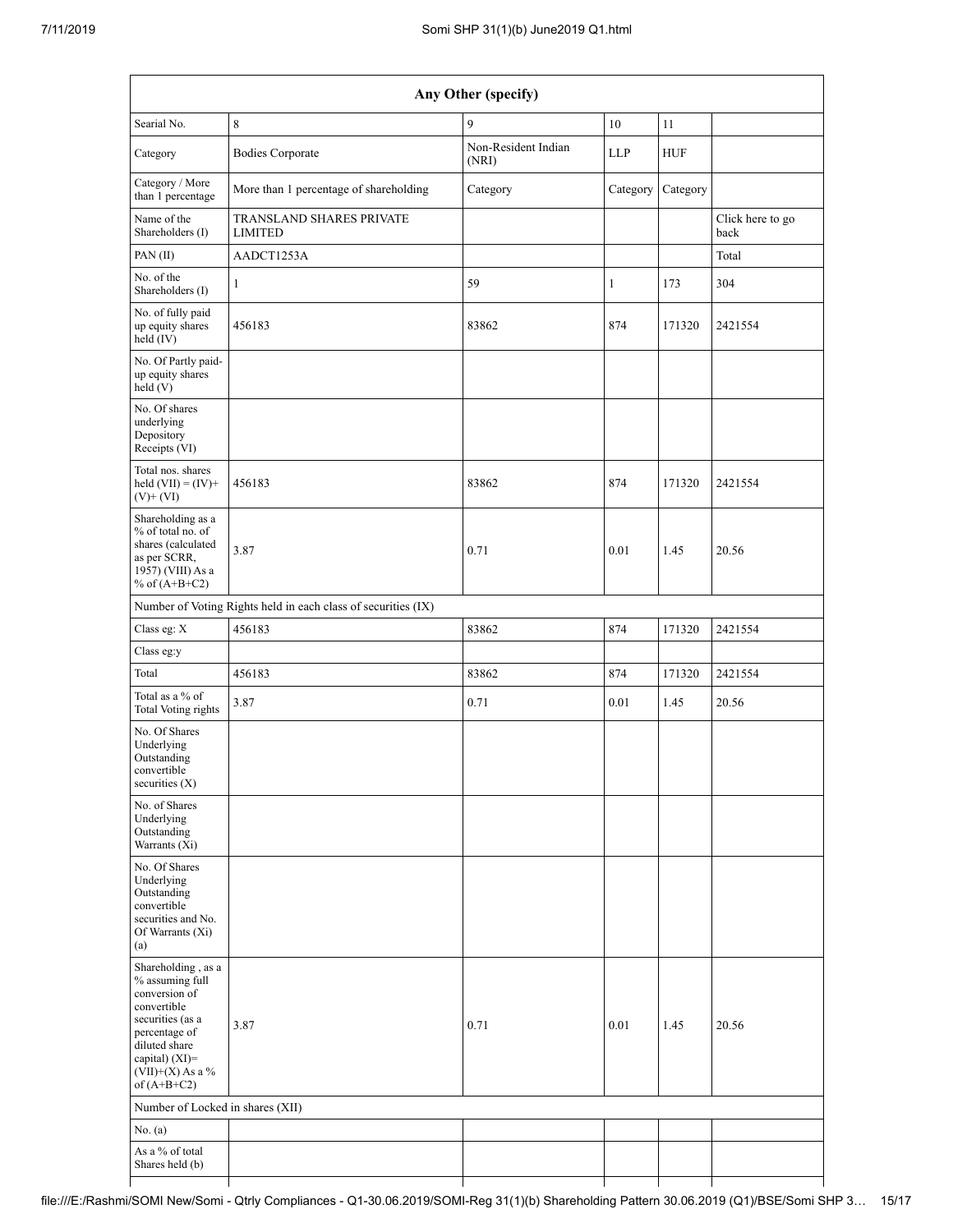| Any Other (specify) | | | | | |
|---|---|---|---|---|---|
| Searial No. | 8 | 9 | 10 | 11 | |
| Category | Bodies Corporate | Non-Resident Indian (NRI) | LLP | HUF | |
| Category / More than 1 percentage | More than 1 percentage of shareholding | Category | Category | Category | |
| Name of the Shareholders (I) | TRANSLAND SHARES PRIVATE LIMITED | | | | Click here to go back |
| PAN (II) | AADCT1253A | | | | Total |
| No. of the Shareholders (I) | 1 | 59 | 1 | 173 | 304 |
| No. of fully paid up equity shares held (IV) | 456183 | 83862 | 874 | 171320 | 2421554 |
| No. Of Partly paid-up equity shares held (V) | | | | | |
| No. Of shares underlying Depository Receipts (VI) | | | | | |
| Total nos. shares held (VII) = (IV)+ (V)+ (VI) | 456183 | 83862 | 874 | 171320 | 2421554 |
| Shareholding as a % of total no. of shares (calculated as per SCRR, 1957) (VIII) As a % of (A+B+C2) | 3.87 | 0.71 | 0.01 | 1.45 | 20.56 |
| Number of Voting Rights held in each class of securities (IX) | | | | | |
| Class eg: X | 456183 | 83862 | 874 | 171320 | 2421554 |
| Class eg:y | | | | | |
| Total | 456183 | 83862 | 874 | 171320 | 2421554 |
| Total as a % of Total Voting rights | 3.87 | 0.71 | 0.01 | 1.45 | 20.56 |
| No. Of Shares Underlying Outstanding convertible securities (X) | | | | | |
| No. of Shares Underlying Outstanding Warrants (Xi) | | | | | |
| No. Of Shares Underlying Outstanding convertible securities and No. Of Warrants (Xi) (a) | | | | | |
| Shareholding , as a % assuming full conversion of convertible securities (as a percentage of diluted share capital) (XI)= (VII)+(X) As a % of (A+B+C2) | 3.87 | 0.71 | 0.01 | 1.45 | 20.56 |
| Number of Locked in shares (XII) | | | | | |
| No. (a) | | | | | |
| As a % of total Shares held (b) | | | | | |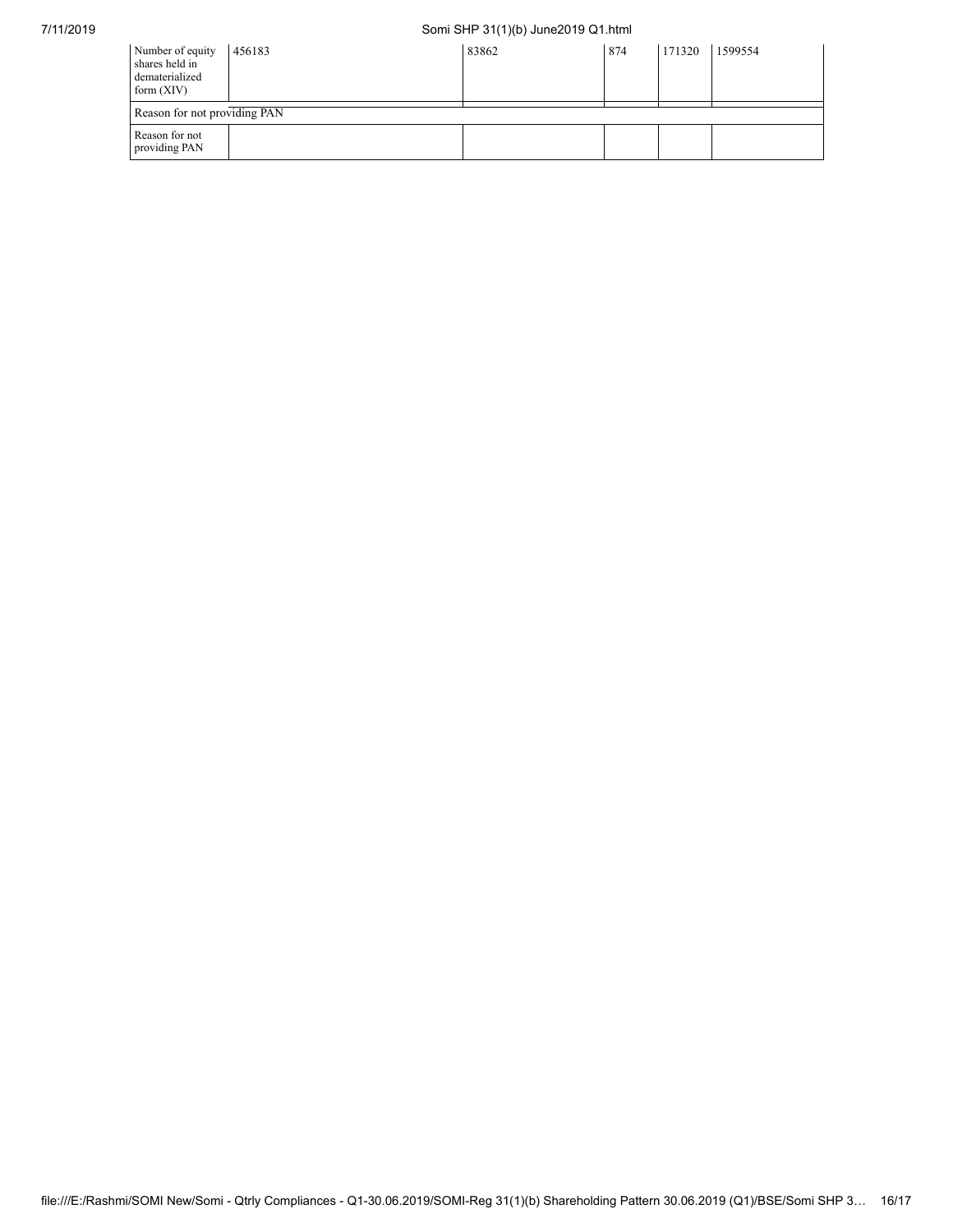| | | | | | |
|---|---|---|---|---|---|
| Number of equity shares held in dematerialized form (XIV) | 456183 | 83862 | 874 | 171320 | 1599554 |
| Reason for not providing PAN | | | | | |
| Reason for not providing PAN | | | | | |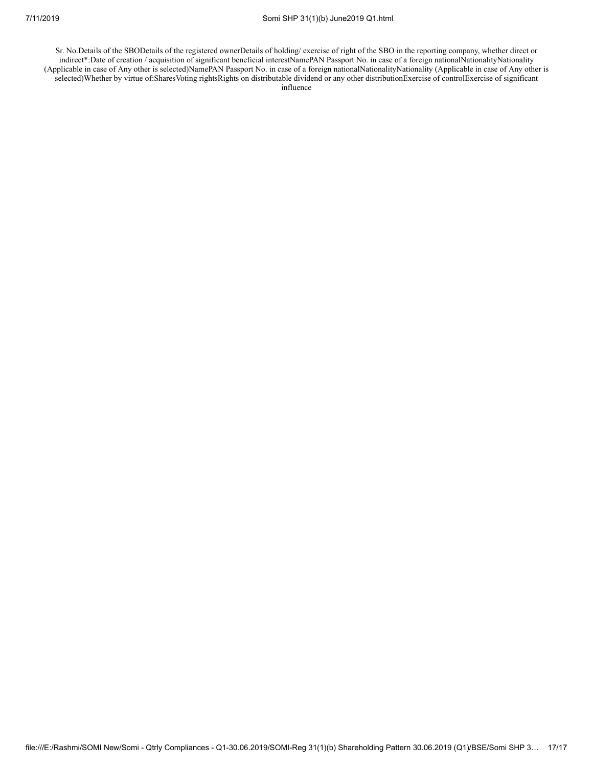Sr. No.Details of the SBODetails of the registered ownerDetails of holding/ exercise of right of the SBO in the reporting company, whether direct or indirect*:Date of creation / acquisition of significant beneficial interestNamePAN Passport No. in case of a foreign nationalNationalityNationality (Applicable in case of Any other is selected)NamePAN Passport No. in case of a foreign nationalNationalityNationality (Applicable in case of Any other is selected)Whether by virtue of:SharesVoting rightsRights on distributable dividend or any other distributionExercise of controlExercise of significant influence